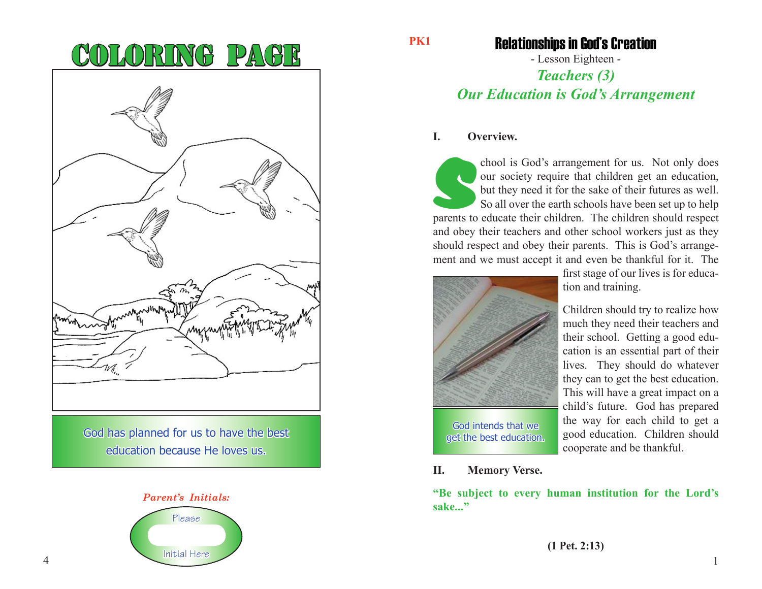# COLORING PAGE

God has planned for us to have the best education because He loves us.

*Parent's Initials:*

Please

Initial Here

PK1

## Relationships in God's Creation

- Lesson Eighteen -

### *Teachers (3)*

### *Our Education is God's Arrangement*

**I. Overview.**

School is God's arrangement for us. Not only does our society require that children get an education, but they need it for the sake of their futures as well. So all over the earth schools have been set up to help parents to educate their children. The children should respect and obey their teachers and other school workers just as they should respect and obey their parents. This is God's arrangement and we must accept it and even be thankful for it. The first stage of our lives is for education and training.

God intends that we get the best education.

Children should try to realize how much they need their teachers and their school. Getting a good education is an essential part of their lives. They should do whatever they can to get the best education. This will have a great impact on a child's future. God has prepared the way for each child to get a good education. Children should cooperate and be thankful.

**II. Memory Verse.**

**"Be subject to every human institution for the Lord's sake..."**

**(1 Pet. 2:13)**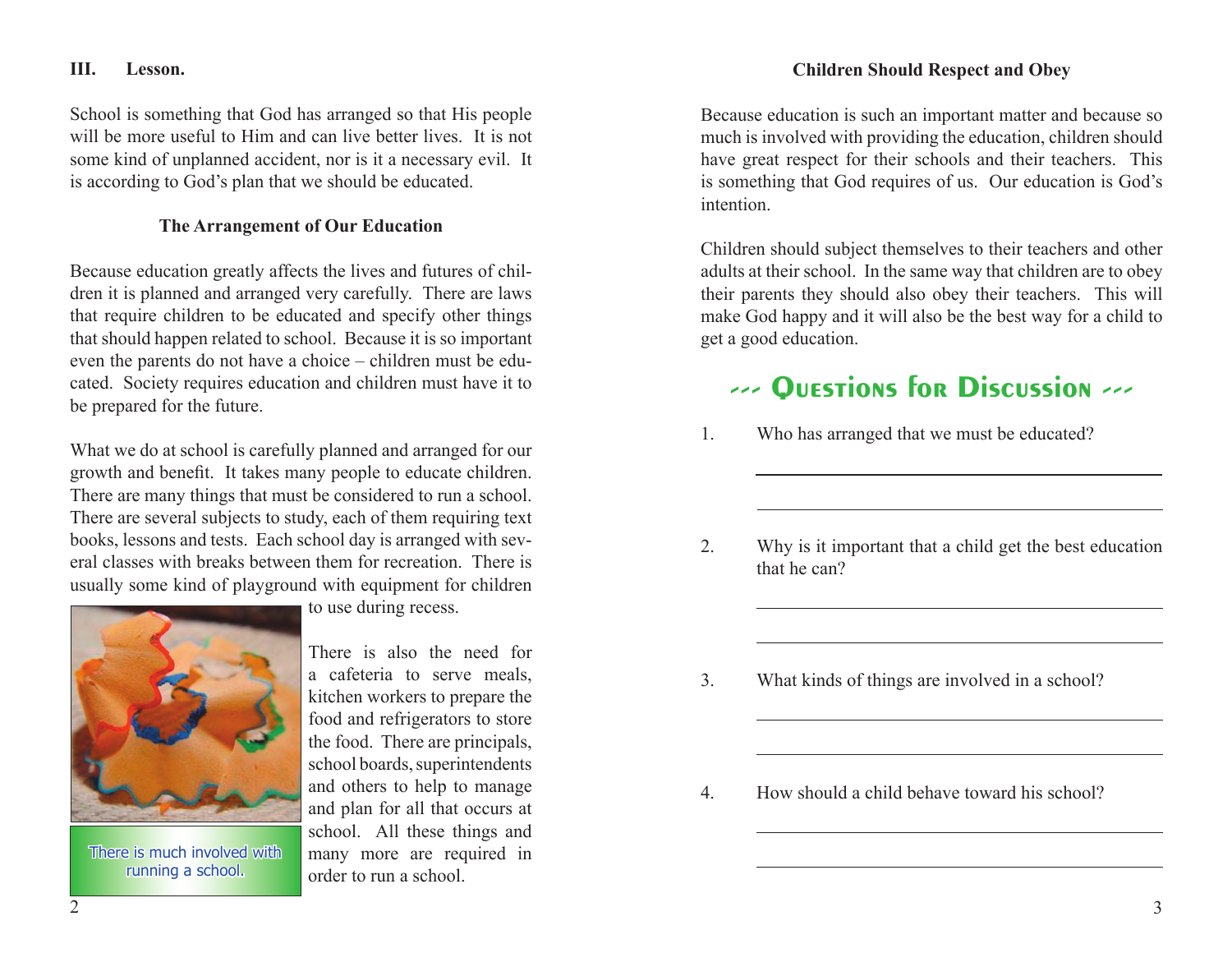### III. Lesson.

School is something that God has arranged so that His people will be more useful to Him and can live better lives. It is not some kind of unplanned accident, nor is it a necessary evil. It is according to God's plan that we should be educated.

#### The Arrangement of Our Education

Because education greatly affects the lives and futures of children it is planned and arranged very carefully. There are laws that require children to be educated and specify other things that should happen related to school. Because it is so important even the parents do not have a choice – children must be educated. Society requires education and children must have it to be prepared for the future.

What we do at school is carefully planned and arranged for our growth and benefit. It takes many people to educate children. There are many things that must be considered to run a school. There are several subjects to study, each of them requiring text books, lessons and tests. Each school day is arranged with several classes with breaks between them for recreation. There is usually some kind of playground with equipment for children to use during recess.

There is much involved with running a school.

There is also the need for a cafeteria to serve meals, kitchen workers to prepare the food and refrigerators to store the food. There are principals, school boards, superintendents and others to help to manage and plan for all that occurs at school. All these things and many more are required in order to run a school.

#### Children Should Respect and Obey

Because education is such an important matter and because so much is involved with providing the education, children should have great respect for their schools and their teachers. This is something that God requires of us. Our education is God's intention.

Children should subject themselves to their teachers and other adults at their school. In the same way that children are to obey their parents they should also obey their teachers. This will make God happy and it will also be the best way for a child to get a good education.

## Questions for Discussion

1. Who has arranged that we must be educated?

______________________________

______________________________

2. Why is it important that a child get the best education that he can?

______________________________

______________________________

3. What kinds of things are involved in a school?

______________________________

______________________________

4. How should a child behave toward his school?

______________________________

______________________________